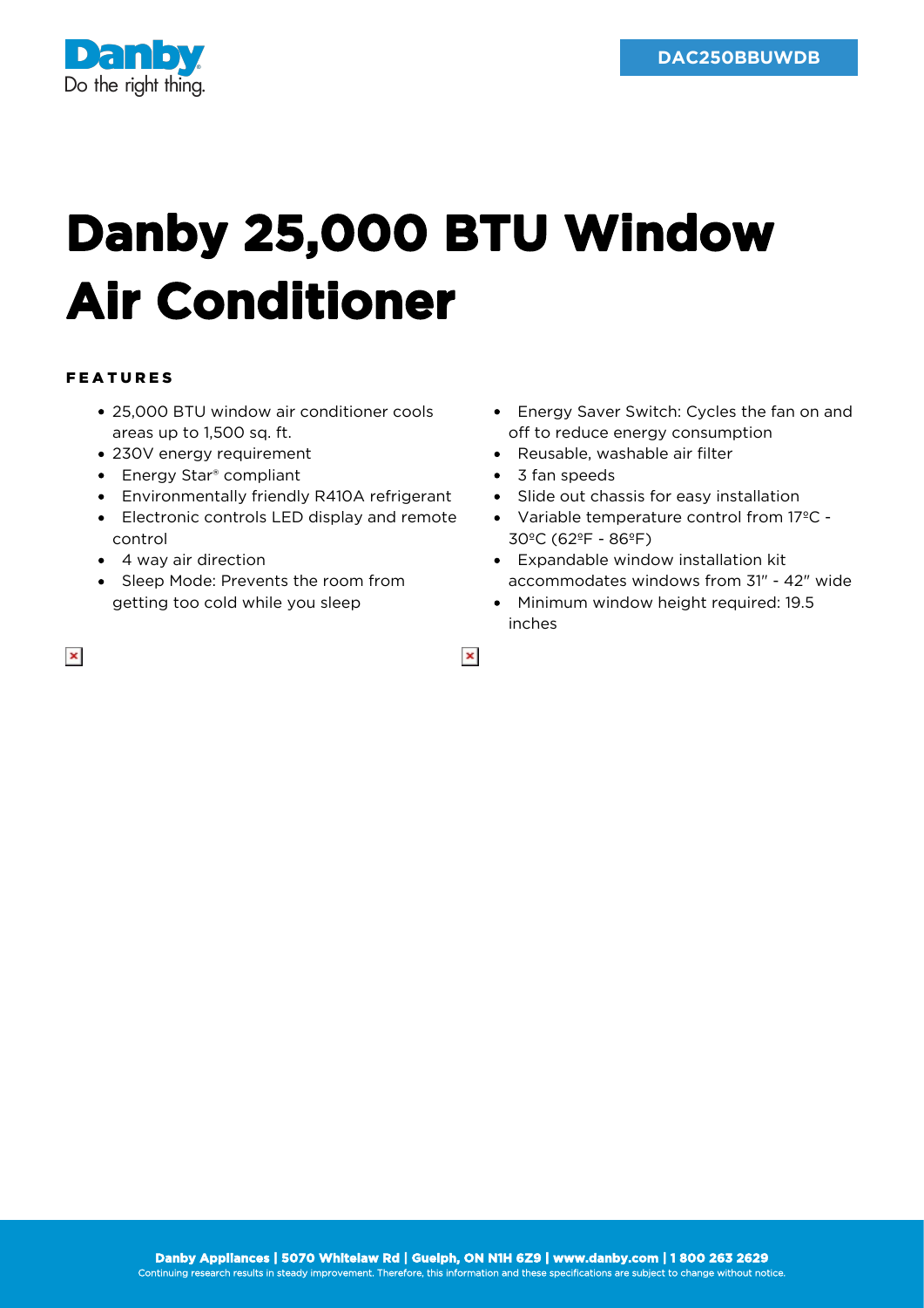DAC250BBUWDB

# Danby 25,000 BTU Window Air Conditioner

## FEATURES

- 25,000 BTU window air conditioner cools areas up to 1,500 sq. ft.
- 230V energy requirement
- Energy Star® compliant
- Environmentally friendly R410A refrigerant
- Electronic controls LED display and remote control
- 4 way air direction
- Sleep Mode: Prevents the room from getting too cold while you sleep
- Energy Saver Switch: Cycles the fan on and off to reduce energy consumption
- Reusable, washable air filter
- 3 fan speeds
- Slide out chassis for easy installation
- Variable temperature control from 17ºC - 30ºC (62ºF - 86ºF)
- Expandable window installation kit accommodates windows from 31" - 42" wide
- Minimum window height required: 19.5 inches

**Danby Appliances | 5070 Whitelaw Rd | Guelph, ON N1H 6Z9 | www.danby.com | 1 800 263 2629**
Continuing research results in steady improvement. Therefore, this information and these specifications are subject to change without notice.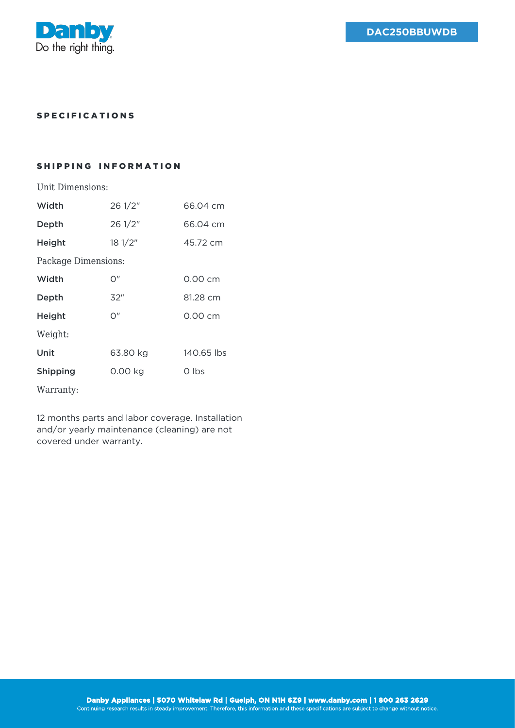DAC250BBUWDB

## SPECIFICATIONS

### SHIPPING INFORMATION

Unit Dimensions:

| | | |
|---|---|---|
| **Width** | 26 1/2" | 66.04 cm |
| **Depth** | 26 1/2" | 66.04 cm |
| **Height** | 18 1/2" | 45.72 cm |

Package Dimensions:

| | | |
|---|---|---|
| **Width** | 0" | 0.00 cm |
| **Depth** | 32" | 81.28 cm |
| **Height** | 0" | 0.00 cm |

Weight:

| | | |
|---|---|---|
| **Unit** | 63.80 kg | 140.65 lbs |
| **Shipping** | 0.00 kg | 0 lbs |

Warranty:

12 months parts and labor coverage. Installation and/or yearly maintenance (cleaning) are not covered under warranty.

**Danby Appliances | 5070 Whitelaw Rd | Guelph, ON N1H 6Z9 | www.danby.com | 1 800 263 2629**
Continuing research results in steady improvement. Therefore, this information and these specifications are subject to change without notice.